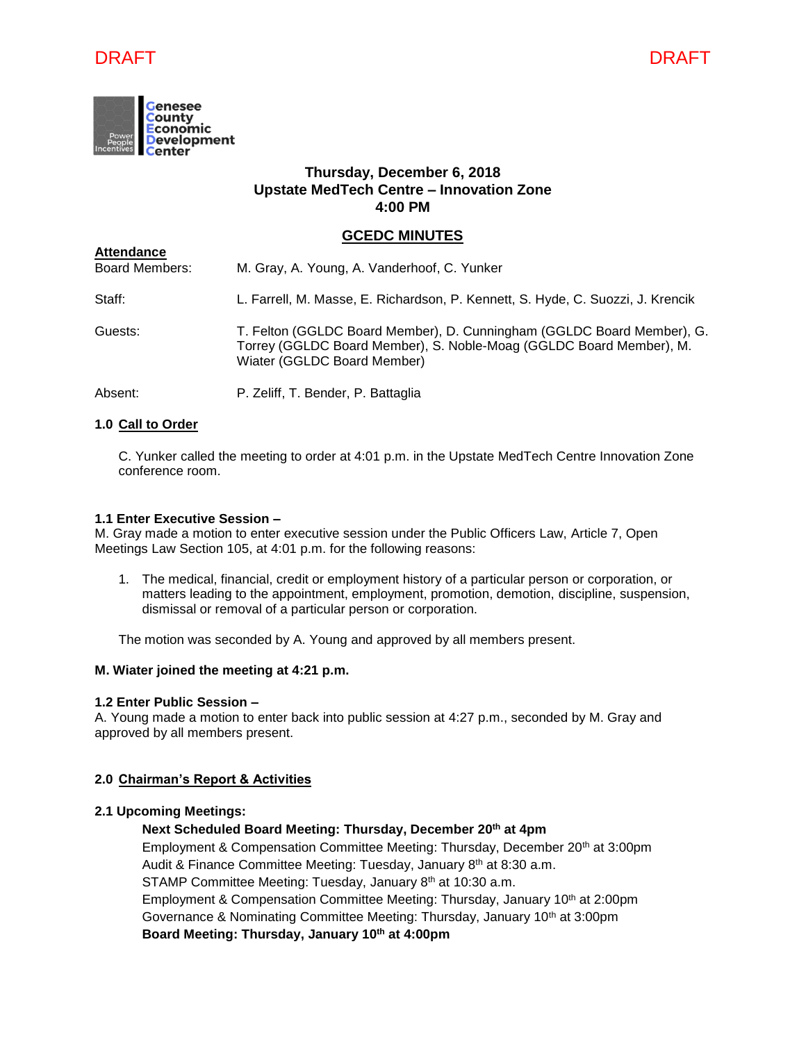DRAFT DRAFT

Genesee County Economic Development Center

Power People Incentives

**Thursday, December 6, 2018**
**Upstate MedTech Centre – Innovation Zone**
**4:00 PM**

## GCEDC MINUTES

**Attendance**

Board Members: M. Gray, A. Young, A. Vanderhoof, C. Yunker

Staff: L. Farrell, M. Masse, E. Richardson, P. Kennett, S. Hyde, C. Suozzi, J. Krencik

Guests: T. Felton (GGLDC Board Member), D. Cunningham (GGLDC Board Member), G. Torrey (GGLDC Board Member), S. Noble-Moag (GGLDC Board Member), M. Wiater (GGLDC Board Member)

Absent: P. Zeliff, T. Bender, P. Battaglia

### 1.0 Call to Order

C. Yunker called the meeting to order at 4:01 p.m. in the Upstate MedTech Centre Innovation Zone conference room.

### 1.1 Enter Executive Session –

M. Gray made a motion to enter executive session under the Public Officers Law, Article 7, Open Meetings Law Section 105, at 4:01 p.m. for the following reasons:

1. The medical, financial, credit or employment history of a particular person or corporation, or matters leading to the appointment, employment, promotion, demotion, discipline, suspension, dismissal or removal of a particular person or corporation.

The motion was seconded by A. Young and approved by all members present.

**M. Wiater joined the meeting at 4:21 p.m.**

### 1.2 Enter Public Session –

A. Young made a motion to enter back into public session at 4:27 p.m., seconded by M. Gray and approved by all members present.

### 2.0 Chairman's Report & Activities

### 2.1 Upcoming Meetings:

**Next Scheduled Board Meeting: Thursday, December 20th at 4pm**
Employment & Compensation Committee Meeting: Thursday, December 20th at 3:00pm
Audit & Finance Committee Meeting: Tuesday, January 8th at 8:30 a.m.
STAMP Committee Meeting: Tuesday, January 8th at 10:30 a.m.
Employment & Compensation Committee Meeting: Thursday, January 10th at 2:00pm
Governance & Nominating Committee Meeting: Thursday, January 10th at 3:00pm
**Board Meeting: Thursday, January 10th at 4:00pm**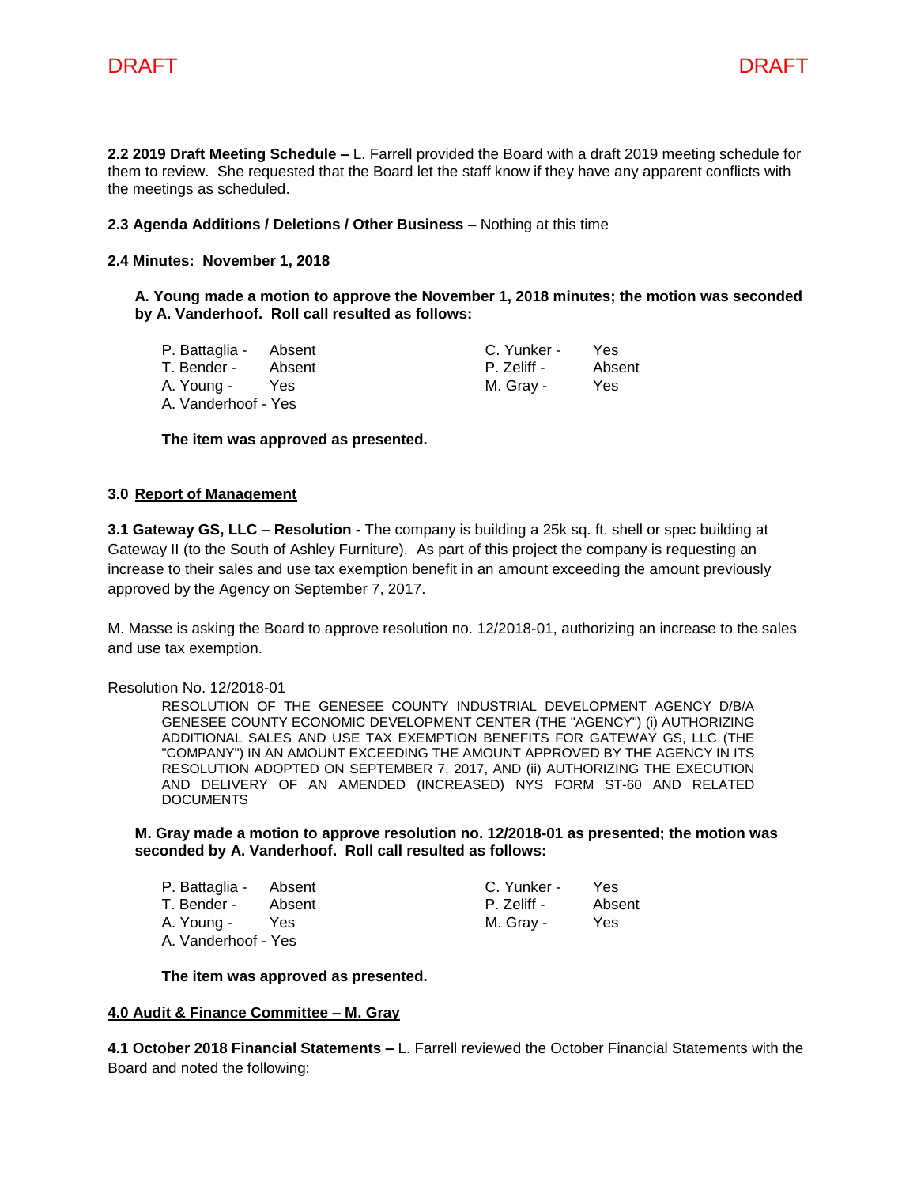**2.2 2019 Draft Meeting Schedule –** L. Farrell provided the Board with a draft 2019 meeting schedule for them to review. She requested that the Board let the staff know if they have any apparent conflicts with the meetings as scheduled.

**2.3 Agenda Additions / Deletions / Other Business –** Nothing at this time

**2.4 Minutes: November 1, 2018**

**A. Young made a motion to approve the November 1, 2018 minutes; the motion was seconded by A. Vanderhoof. Roll call resulted as follows:**

P. Battaglia - Absent
T. Bender - Absent
A. Young - Yes
A. Vanderhoof - Yes
C. Yunker - Yes
P. Zeliff - Absent
M. Gray - Yes

**The item was approved as presented.**

## 3.0 Report of Management

**3.1 Gateway GS, LLC – Resolution -** The company is building a 25k sq. ft. shell or spec building at Gateway II (to the South of Ashley Furniture). As part of this project the company is requesting an increase to their sales and use tax exemption benefit in an amount exceeding the amount previously approved by the Agency on September 7, 2017.

M. Masse is asking the Board to approve resolution no. 12/2018-01, authorizing an increase to the sales and use tax exemption.

Resolution No. 12/2018-01

RESOLUTION OF THE GENESEE COUNTY INDUSTRIAL DEVELOPMENT AGENCY D/B/A GENESEE COUNTY ECONOMIC DEVELOPMENT CENTER (THE "AGENCY") (i) AUTHORIZING ADDITIONAL SALES AND USE TAX EXEMPTION BENEFITS FOR GATEWAY GS, LLC (THE "COMPANY") IN AN AMOUNT EXCEEDING THE AMOUNT APPROVED BY THE AGENCY IN ITS RESOLUTION ADOPTED ON SEPTEMBER 7, 2017, AND (ii) AUTHORIZING THE EXECUTION AND DELIVERY OF AN AMENDED (INCREASED) NYS FORM ST-60 AND RELATED DOCUMENTS

**M. Gray made a motion to approve resolution no. 12/2018-01 as presented; the motion was seconded by A. Vanderhoof. Roll call resulted as follows:**

P. Battaglia - Absent
T. Bender - Absent
A. Young - Yes
A. Vanderhoof - Yes
C. Yunker - Yes
P. Zeliff - Absent
M. Gray - Yes

**The item was approved as presented.**

## 4.0 Audit & Finance Committee – M. Gray

**4.1 October 2018 Financial Statements –** L. Farrell reviewed the October Financial Statements with the Board and noted the following: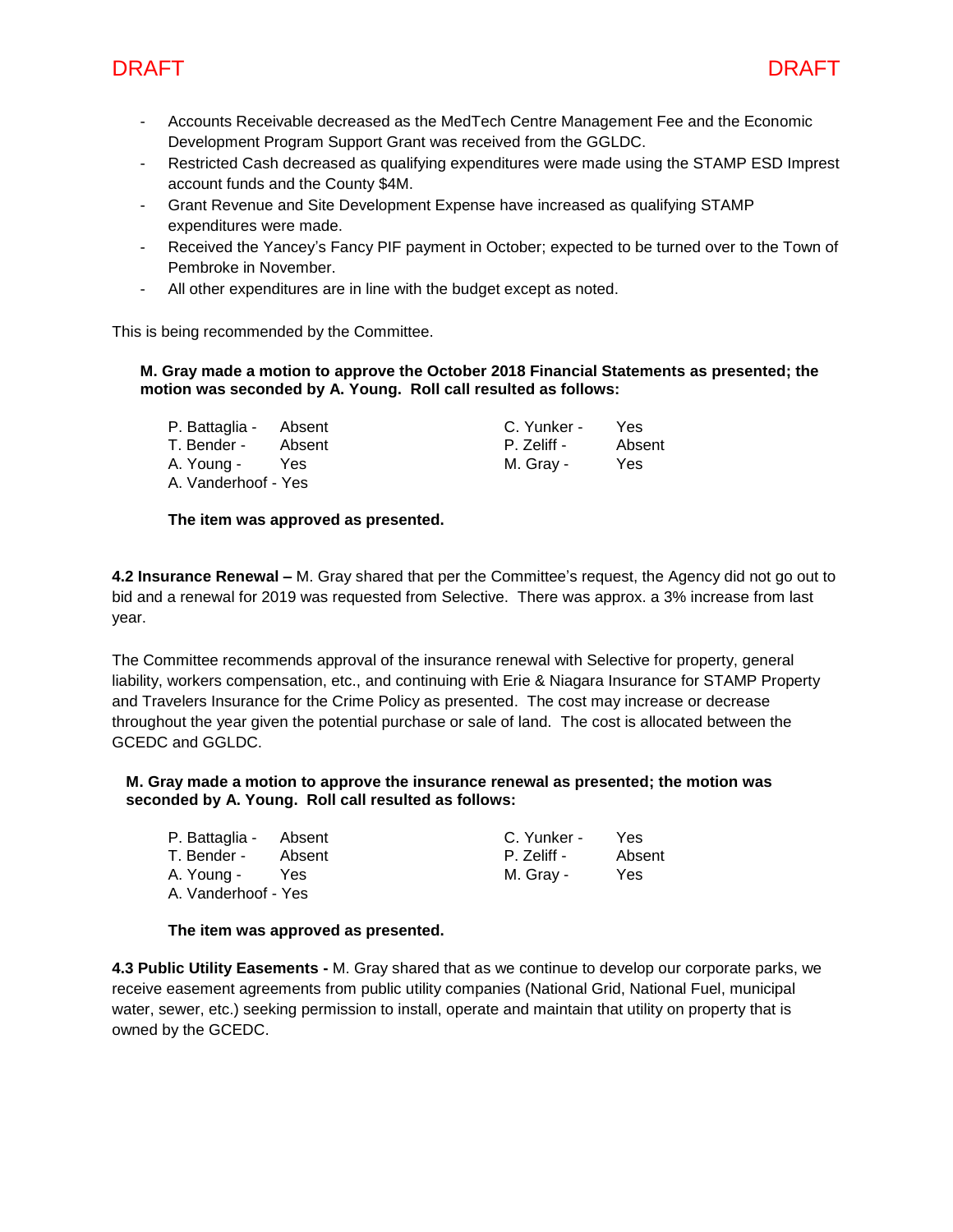- Accounts Receivable decreased as the MedTech Centre Management Fee and the Economic Development Program Support Grant was received from the GGLDC.
- Restricted Cash decreased as qualifying expenditures were made using the STAMP ESD Imprest account funds and the County $4M.
- Grant Revenue and Site Development Expense have increased as qualifying STAMP expenditures were made.
- Received the Yancey's Fancy PIF payment in October; expected to be turned over to the Town of Pembroke in November.
- All other expenditures are in line with the budget except as noted.

This is being recommended by the Committee.

**M. Gray made a motion to approve the October 2018 Financial Statements as presented; the motion was seconded by A. Young. Roll call resulted as follows:**

| | | | |
|---|---|---|---|
| P. Battaglia - | Absent | C. Yunker - | Yes |
| T. Bender - | Absent | P. Zeliff - | Absent |
| A. Young - | Yes | M. Gray - | Yes |
| A. Vanderhoof - | Yes | | |

**The item was approved as presented.**

**4.2 Insurance Renewal –** M. Gray shared that per the Committee's request, the Agency did not go out to bid and a renewal for 2019 was requested from Selective. There was approx. a 3% increase from last year.

The Committee recommends approval of the insurance renewal with Selective for property, general liability, workers compensation, etc., and continuing with Erie & Niagara Insurance for STAMP Property and Travelers Insurance for the Crime Policy as presented. The cost may increase or decrease throughout the year given the potential purchase or sale of land. The cost is allocated between the GCEDC and GGLDC.

**M. Gray made a motion to approve the insurance renewal as presented; the motion was seconded by A. Young. Roll call resulted as follows:**

| | | | |
|---|---|---|---|
| P. Battaglia - | Absent | C. Yunker - | Yes |
| T. Bender - | Absent | P. Zeliff - | Absent |
| A. Young - | Yes | M. Gray - | Yes |
| A. Vanderhoof - | Yes | | |

**The item was approved as presented.**

**4.3 Public Utility Easements -** M. Gray shared that as we continue to develop our corporate parks, we receive easement agreements from public utility companies (National Grid, National Fuel, municipal water, sewer, etc.) seeking permission to install, operate and maintain that utility on property that is owned by the GCEDC.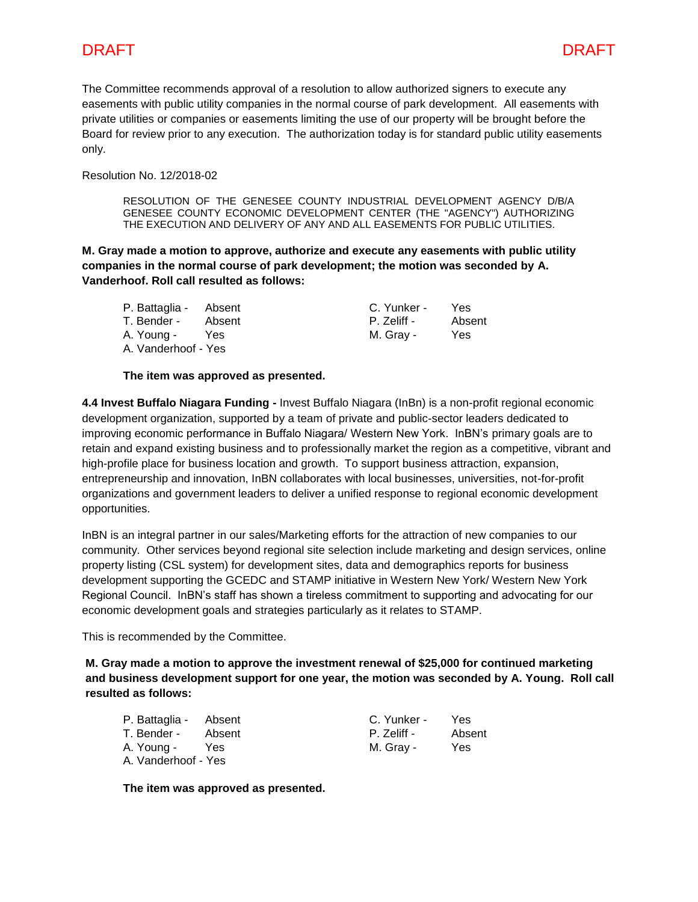DRAFT DRAFT

The Committee recommends approval of a resolution to allow authorized signers to execute any easements with public utility companies in the normal course of park development. All easements with private utilities or companies or easements limiting the use of our property will be brought before the Board for review prior to any execution. The authorization today is for standard public utility easements only.

Resolution No. 12/2018-02

> RESOLUTION OF THE GENESEE COUNTY INDUSTRIAL DEVELOPMENT AGENCY D/B/A GENESEE COUNTY ECONOMIC DEVELOPMENT CENTER (THE "AGENCY") AUTHORIZING THE EXECUTION AND DELIVERY OF ANY AND ALL EASEMENTS FOR PUBLIC UTILITIES.

**M. Gray made a motion to approve, authorize and execute any easements with public utility companies in the normal course of park development; the motion was seconded by A. Vanderhoof. Roll call resulted as follows:**

P. Battaglia - Absent
T. Bender - Absent
A. Young - Yes
A. Vanderhoof - Yes
C. Yunker - Yes
P. Zeliff - Absent
M. Gray - Yes

**The item was approved as presented.**

**4.4 Invest Buffalo Niagara Funding -** Invest Buffalo Niagara (InBn) is a non-profit regional economic development organization, supported by a team of private and public-sector leaders dedicated to improving economic performance in Buffalo Niagara/ Western New York. InBN's primary goals are to retain and expand existing business and to professionally market the region as a competitive, vibrant and high-profile place for business location and growth. To support business attraction, expansion, entrepreneurship and innovation, InBN collaborates with local businesses, universities, not-for-profit organizations and government leaders to deliver a unified response to regional economic development opportunities.

InBN is an integral partner in our sales/Marketing efforts for the attraction of new companies to our community. Other services beyond regional site selection include marketing and design services, online property listing (CSL system) for development sites, data and demographics reports for business development supporting the GCEDC and STAMP initiative in Western New York/ Western New York Regional Council. InBN's staff has shown a tireless commitment to supporting and advocating for our economic development goals and strategies particularly as it relates to STAMP.

This is recommended by the Committee.

**M. Gray made a motion to approve the investment renewal of $25,000 for continued marketing and business development support for one year, the motion was seconded by A. Young. Roll call resulted as follows:**

P. Battaglia - Absent
T. Bender - Absent
A. Young - Yes
A. Vanderhoof - Yes
C. Yunker - Yes
P. Zeliff - Absent
M. Gray - Yes

**The item was approved as presented.**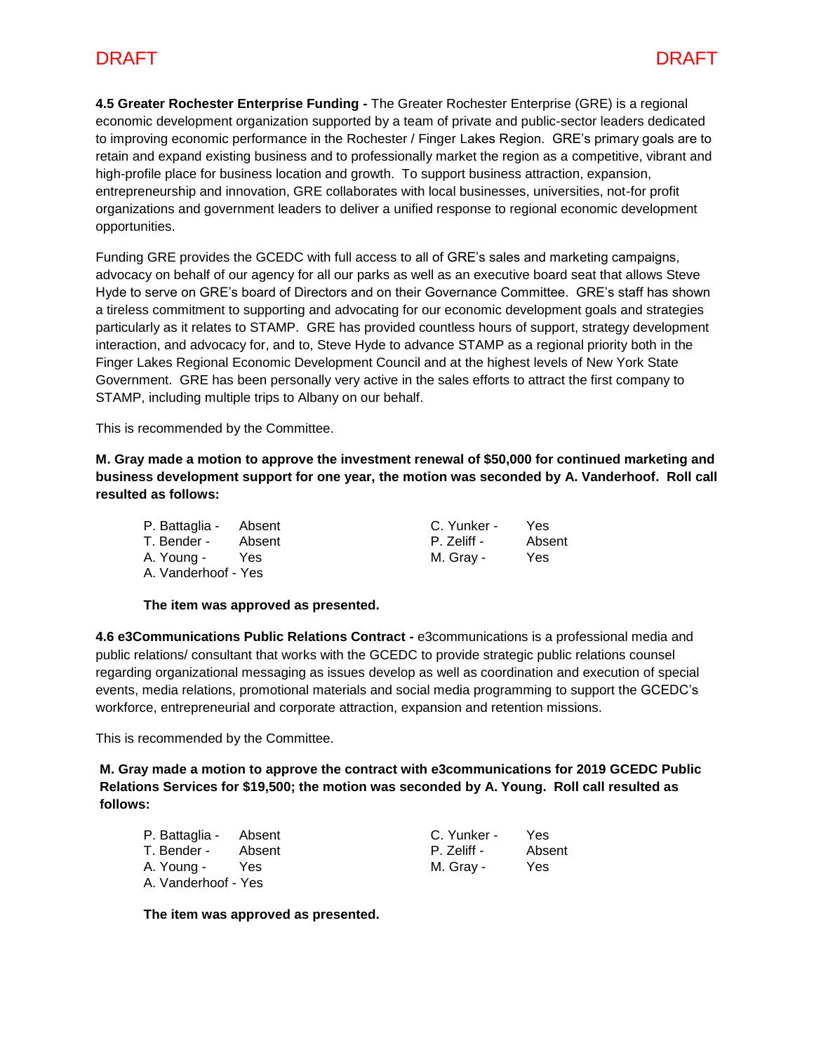DRAFT DRAFT

**4.5 Greater Rochester Enterprise Funding -** The Greater Rochester Enterprise (GRE) is a regional economic development organization supported by a team of private and public-sector leaders dedicated to improving economic performance in the Rochester / Finger Lakes Region. GRE's primary goals are to retain and expand existing business and to professionally market the region as a competitive, vibrant and high-profile place for business location and growth. To support business attraction, expansion, entrepreneurship and innovation, GRE collaborates with local businesses, universities, not-for profit organizations and government leaders to deliver a unified response to regional economic development opportunities.

Funding GRE provides the GCEDC with full access to all of GRE's sales and marketing campaigns, advocacy on behalf of our agency for all our parks as well as an executive board seat that allows Steve Hyde to serve on GRE's board of Directors and on their Governance Committee. GRE's staff has shown a tireless commitment to supporting and advocating for our economic development goals and strategies particularly as it relates to STAMP. GRE has provided countless hours of support, strategy development interaction, and advocacy for, and to, Steve Hyde to advance STAMP as a regional priority both in the Finger Lakes Regional Economic Development Council and at the highest levels of New York State Government. GRE has been personally very active in the sales efforts to attract the first company to STAMP, including multiple trips to Albany on our behalf.

This is recommended by the Committee.

**M. Gray made a motion to approve the investment renewal of $50,000 for continued marketing and business development support for one year, the motion was seconded by A. Vanderhoof. Roll call resulted as follows:**

P. Battaglia - Absent
T. Bender - Absent
A. Young - Yes
A. Vanderhoof - Yes
C. Yunker - Yes
P. Zeliff - Absent
M. Gray - Yes

**The item was approved as presented.**

**4.6 e3Communications Public Relations Contract -** e3communications is a professional media and public relations/ consultant that works with the GCEDC to provide strategic public relations counsel regarding organizational messaging as issues develop as well as coordination and execution of special events, media relations, promotional materials and social media programming to support the GCEDC's workforce, entrepreneurial and corporate attraction, expansion and retention missions.

This is recommended by the Committee.

**M. Gray made a motion to approve the contract with e3communications for 2019 GCEDC Public Relations Services for $19,500; the motion was seconded by A. Young. Roll call resulted as follows:**

P. Battaglia - Absent
T. Bender - Absent
A. Young - Yes
A. Vanderhoof - Yes
C. Yunker - Yes
P. Zeliff - Absent
M. Gray - Yes

**The item was approved as presented.**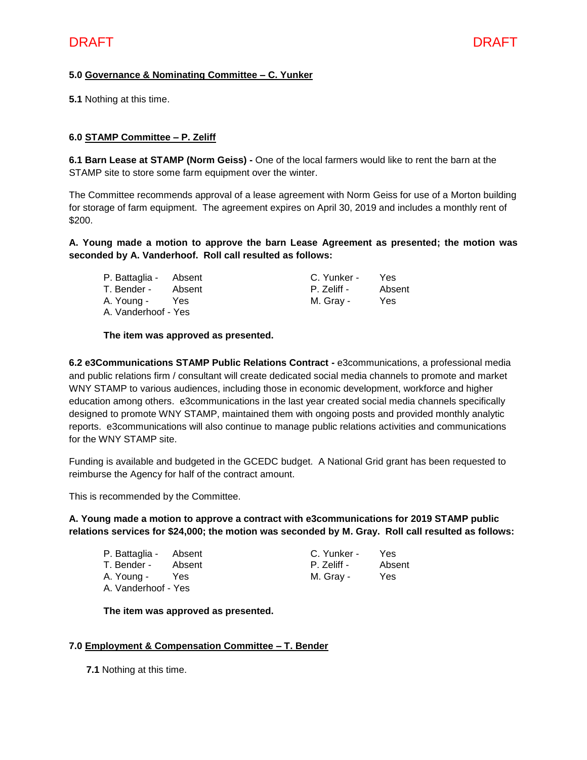DRAFT DRAFT

**5.0 Governance & Nominating Committee – C. Yunker**

**5.1** Nothing at this time.

**6.0 STAMP Committee – P. Zeliff**

**6.1 Barn Lease at STAMP (Norm Geiss) -** One of the local farmers would like to rent the barn at the STAMP site to store some farm equipment over the winter.

The Committee recommends approval of a lease agreement with Norm Geiss for use of a Morton building for storage of farm equipment. The agreement expires on April 30, 2019 and includes a monthly rent of $200.

**A. Young made a motion to approve the barn Lease Agreement as presented; the motion was seconded by A. Vanderhoof. Roll call resulted as follows:**

| | | | |
|---|---|---|---|
| P. Battaglia - | Absent | C. Yunker - | Yes |
| T. Bender - | Absent | P. Zeliff - | Absent |
| A. Young - | Yes | M. Gray - | Yes |
| A. Vanderhoof - | Yes | | |

**The item was approved as presented.**

**6.2 e3Communications STAMP Public Relations Contract -** e3communications, a professional media and public relations firm / consultant will create dedicated social media channels to promote and market WNY STAMP to various audiences, including those in economic development, workforce and higher education among others. e3communications in the last year created social media channels specifically designed to promote WNY STAMP, maintained them with ongoing posts and provided monthly analytic reports. e3communications will also continue to manage public relations activities and communications for the WNY STAMP site.

Funding is available and budgeted in the GCEDC budget. A National Grid grant has been requested to reimburse the Agency for half of the contract amount.

This is recommended by the Committee.

**A. Young made a motion to approve a contract with e3communications for 2019 STAMP public relations services for $24,000; the motion was seconded by M. Gray. Roll call resulted as follows:**

| | | | |
|---|---|---|---|
| P. Battaglia - | Absent | C. Yunker - | Yes |
| T. Bender - | Absent | P. Zeliff - | Absent |
| A. Young - | Yes | M. Gray - | Yes |
| A. Vanderhoof - | Yes | | |

**The item was approved as presented.**

**7.0 Employment & Compensation Committee – T. Bender**

**7.1** Nothing at this time.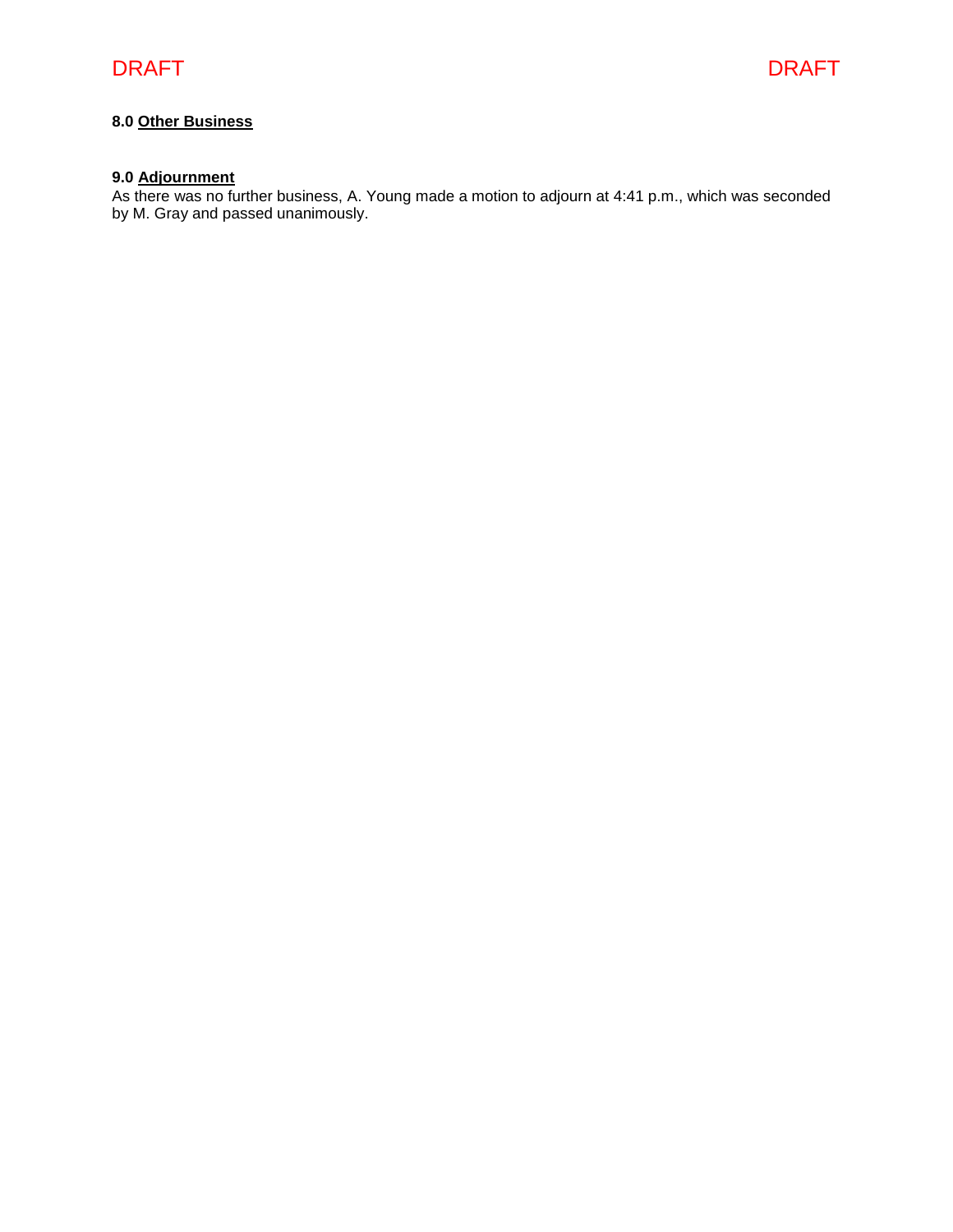DRAFT DRAFT

**8.0 Other Business**

**9.0 Adjournment**

As there was no further business, A. Young made a motion to adjourn at 4:41 p.m., which was seconded by M. Gray and passed unanimously.